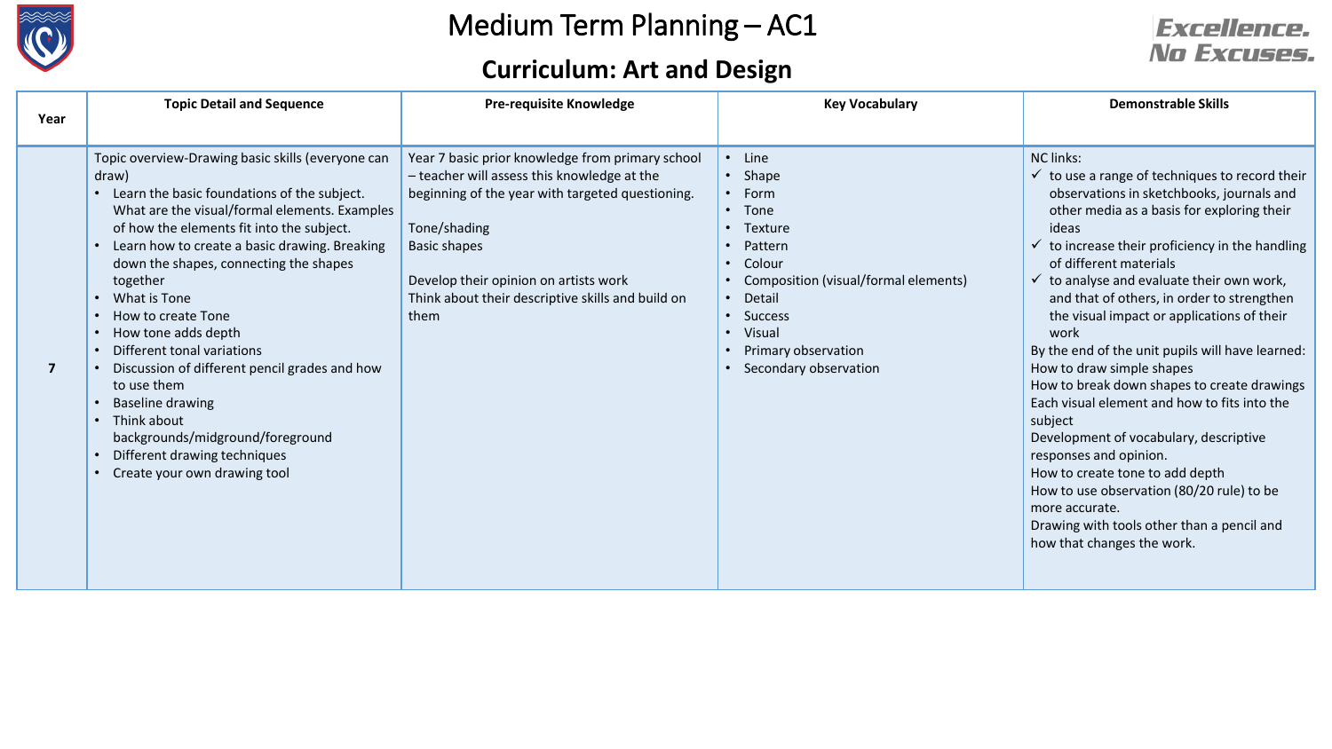# Medium Term Planning – AC1

## Curriculum: Art and Design

Excellence. No Excuses.

| Year | Topic Detail and Sequence | Pre-requisite Knowledge | Key Vocabulary | Demonstrable Skills |
|---|---|---|---|---|
| 7 | Topic overview-Drawing basic skills (everyone can draw)<br>• Learn the basic foundations of the subject. What are the visual/formal elements. Examples of how the elements fit into the subject.<br>• Learn how to create a basic drawing. Breaking down the shapes, connecting the shapes together<br>• What is Tone<br>• How to create Tone<br>• How tone adds depth<br>• Different tonal variations<br>• Discussion of different pencil grades and how to use them<br>• Baseline drawing<br>• Think about backgrounds/midground/foreground<br>• Different drawing techniques<br>• Create your own drawing tool | Year 7 basic prior knowledge from primary school – teacher will assess this knowledge at the beginning of the year with targeted questioning.<br><br>Tone/shading<br>Basic shapes<br><br>Develop their opinion on artists work<br>Think about their descriptive skills and build on them | • Line<br>• Shape<br>• Form<br>• Tone<br>• Texture<br>• Pattern<br>• Colour<br>• Composition (visual/formal elements)<br>• Detail<br>• Success<br>• Visual<br>• Primary observation<br>• Secondary observation | NC links:<br>✓ to use a range of techniques to record their observations in sketchbooks, journals and other media as a basis for exploring their ideas<br>✓ to increase their proficiency in the handling of different materials<br>✓ to analyse and evaluate their own work, and that of others, in order to strengthen the visual impact or applications of their work<br>By the end of the unit pupils will have learned:<br>How to draw simple shapes<br>How to break down shapes to create drawings<br>Each visual element and how to fits into the subject<br>Development of vocabulary, descriptive responses and opinion.<br>How to create tone to add depth<br>How to use observation (80/20 rule) to be more accurate.<br>Drawing with tools other than a pencil and how that changes the work. |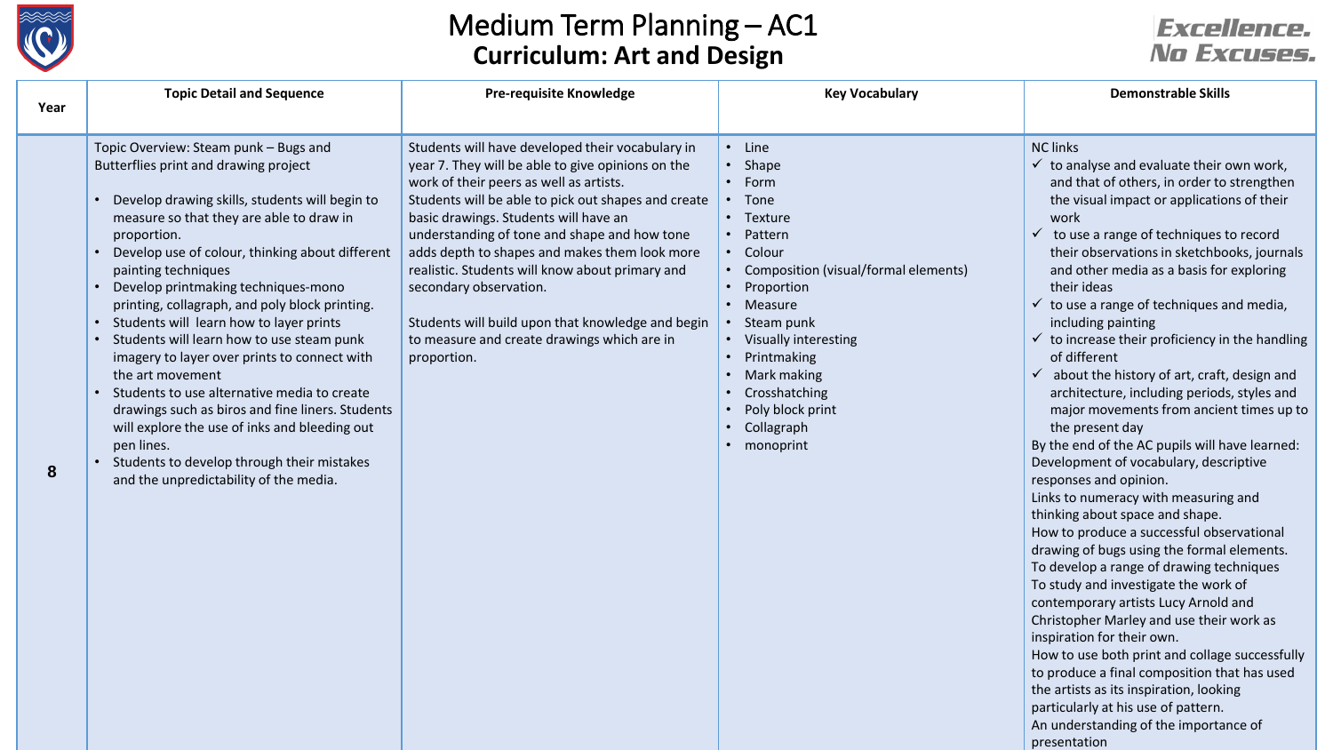# Medium Term Planning – AC1

## Curriculum: Art and Design

Excellence. No Excuses.

| Year | Topic Detail and Sequence | Pre-requisite Knowledge | Key Vocabulary | Demonstrable Skills |
|---|---|---|---|---|
| 8 | Topic Overview: Steam punk – Bugs and Butterflies print and drawing project<br><br>• Develop drawing skills, students will begin to measure so that they are able to draw in proportion.<br>• Develop use of colour, thinking about different painting techniques<br>• Develop printmaking techniques-mono printing, collagraph, and poly block printing.<br>• Students will learn how to layer prints<br>• Students will learn how to use steam punk imagery to layer over prints to connect with the art movement<br>• Students to use alternative media to create drawings such as biros and fine liners. Students will explore the use of inks and bleeding out pen lines.<br>• Students to develop through their mistakes and the unpredictability of the media. | Students will have developed their vocabulary in year 7. They will be able to give opinions on the work of their peers as well as artists.<br>Students will be able to pick out shapes and create basic drawings. Students will have an understanding of tone and shape and how tone adds depth to shapes and makes them look more realistic. Students will know about primary and secondary observation.<br><br>Students will build upon that knowledge and begin to measure and create drawings which are in proportion. | • Line<br>• Shape<br>• Form<br>• Tone<br>• Texture<br>• Pattern<br>• Colour<br>• Composition (visual/formal elements)<br>• Proportion<br>• Measure<br>• Steam punk<br>• Visually interesting<br>• Printmaking<br>• Mark making<br>• Crosshatching<br>• Poly block print<br>• Collagraph<br>• monoprint | NC links<br>✓ to analyse and evaluate their own work, and that of others, in order to strengthen the visual impact or applications of their work<br>✓ to use a range of techniques to record their observations in sketchbooks, journals and other media as a basis for exploring their ideas<br>✓ to use a range of techniques and media, including painting<br>✓ to increase their proficiency in the handling of different<br>✓ about the history of art, craft, design and architecture, including periods, styles and major movements from ancient times up to the present day<br>By the end of the AC pupils will have learned:<br>Development of vocabulary, descriptive responses and opinion.<br>Links to numeracy with measuring and thinking about space and shape.<br>How to produce a successful observational drawing of bugs using the formal elements.<br>To develop a range of drawing techniques<br>To study and investigate the work of contemporary artists Lucy Arnold and Christopher Marley and use their work as inspiration for their own.<br>How to use both print and collage successfully to produce a final composition that has used the artists as its inspiration, looking particularly at his use of pattern.<br>An understanding of the importance of presentation |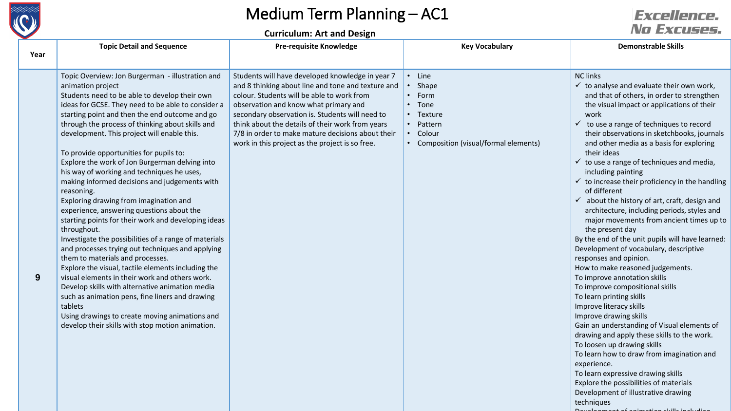# Medium Term Planning – AC1

**Curriculum: Art and Design**

Excellence. No Excuses.

| Year | Topic Detail and Sequence | Pre-requisite Knowledge | Key Vocabulary | Demonstrable Skills |
|---|---|---|---|---|
| 9 | Topic Overview: Jon Burgerman - illustration and animation project<br>Students need to be able to develop their own ideas for GCSE. They need to be able to consider a starting point and then the end outcome and go through the process of thinking about skills and development. This project will enable this.<br><br>To provide opportunities for pupils to:<br>Explore the work of Jon Burgerman delving into his way of working and techniques he uses, making informed decisions and judgements with reasoning.<br>Exploring drawing from imagination and experience, answering questions about the starting points for their work and developing ideas throughout.<br>Investigate the possibilities of a range of materials and processes trying out techniques and applying them to materials and processes.<br>Explore the visual, tactile elements including the visual elements in their work and others work.<br>Develop skills with alternative animation media such as animation pens, fine liners and drawing tablets<br>Using drawings to create moving animations and develop their skills with stop motion animation. | Students will have developed knowledge in year 7 and 8 thinking about line and tone and texture and colour. Students will be able to work from observation and know what primary and secondary observation is. Students will need to think about the details of their work from years 7/8 in order to make mature decisions about their work in this project as the project is so free. | • Line<br>• Shape<br>• Form<br>• Tone<br>• Texture<br>• Pattern<br>• Colour<br>• Composition (visual/formal elements) | NC links<br>✓ to analyse and evaluate their own work, and that of others, in order to strengthen the visual impact or applications of their work<br>✓ to use a range of techniques to record their observations in sketchbooks, journals and other media as a basis for exploring their ideas<br>✓ to use a range of techniques and media, including painting<br>✓ to increase their proficiency in the handling of different<br>✓ about the history of art, craft, design and architecture, including periods, styles and major movements from ancient times up to the present day<br>By the end of the unit pupils will have learned:<br>Development of vocabulary, descriptive responses and opinion.<br>How to make reasoned judgements.<br>To improve annotation skills<br>To improve compositional skills<br>To learn printing skills<br>Improve literacy skills<br>Improve drawing skills<br>Gain an understanding of Visual elements of drawing and apply these skills to the work.<br>To loosen up drawing skills<br>To learn how to draw from imagination and experience.<br>To learn expressive drawing skills<br>Explore the possibilities of materials<br>Development of illustrative drawing techniques<br>Development of animation skills including |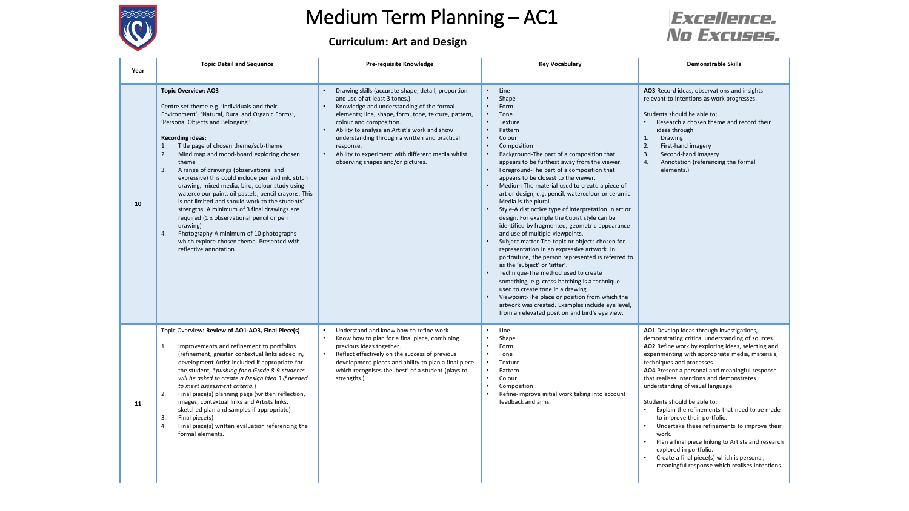# Medium Term Planning – AC1

**Curriculum: Art and Design**

Excellence. No Excuses.

| Year | Topic Detail and Sequence | Pre-requisite Knowledge | Key Vocabulary | Demonstrable Skills |
|---|---|---|---|---|
| 10 | **Topic Overview: AO3**<br><br>Centre set theme e.g. 'Individuals and their Environment', 'Natural, Rural and Organic Forms', 'Personal Objects and Belonging.'<br><br>**Recording ideas:**<br>1. Title page of chosen theme/sub-theme<br>2. Mind map and mood-board exploring chosen theme<br>3. A range of drawings (observational and expressive) this could include pen and ink, stitch drawing, mixed media, biro, colour study using watercolour paint, oil pastels, pencil crayons. This is not limited and should work to the students' strengths. A minimum of 3 final drawings are required (1 x observational pencil or pen drawing)<br>4. Photography A minimum of 10 photographs which explore chosen theme. Presented with reflective annotation. | • Drawing skills (accurate shape, detail, proportion and use of at least 3 tones.)<br>• Knowledge and understanding of the formal elements; line, shape, form, tone, texture, pattern, colour and composition.<br>• Ability to analyse an Artist's work and show understanding through a written and practical response.<br>• Ability to experiment with different media whilst observing shapes and/or pictures. | • Line<br>• Shape<br>• Form<br>• Tone<br>• Texture<br>• Pattern<br>• Colour<br>• Composition<br>• Background-The part of a composition that appears to be furthest away from the viewer.<br>• Foreground-The part of a composition that appears to be closest to the viewer.<br>• Medium-The material used to create a piece of art or design, e.g. pencil, watercolour or ceramic. Media is the plural.<br>• Style-A distinctive type of interpretation in art or design. For example the Cubist style can be identified by fragmented, geometric appearance and use of multiple viewpoints.<br>• Subject matter-The topic or objects chosen for representation in an expressive artwork. In portraiture, the person represented is referred to as the 'subject' or 'sitter'.<br>• Technique-The method used to create something, e.g. cross-hatching is a technique used to create tone in a drawing.<br>• Viewpoint-The place or position from which the artwork was created. Examples include eye level, from an elevated position and bird's eye view. | **AO3** Record ideas, observations and insights relevant to intentions as work progresses.<br><br>Students should be able to;<br>• Research a chosen theme and record their ideas through<br>1. Drawing<br>2. First-hand imagery<br>3. Second-hand imagery<br>4. Annotation (referencing the formal elements.) |
| 11 | Topic Overview: **Review of AO1-AO3, Final Piece(s)**<br><br>1. Improvements and refinement to portfolios (refinement, greater contextual links added in, development Artist included if appropriate for the student, **pushing for a Grade 8-9-students will be asked to create a Design Idea 3 if needed to meet assessment criteria.*)<br>2. Final piece(s) planning page (written reflection, images, contextual links and Artists links, sketched plan and samples if appropriate)<br>3. Final piece(s)<br>4. Final piece(s) written evaluation referencing the formal elements. | • Understand and know how to refine work<br>• Know how to plan for a final piece, combining previous ideas together.<br>• Reflect effectively on the success of previous development pieces and ability to plan a final piece which recognises the 'best' of a student (plays to strengths.) | • Line<br>• Shape<br>• Form<br>• Tone<br>• Texture<br>• Pattern<br>• Colour<br>• Composition<br>• Refine-improve initial work taking into account feedback and aims. | **AO1** Develop ideas through investigations, demonstrating critical understanding of sources.<br>**AO2** Refine work by exploring ideas, selecting and experimenting with appropriate media, materials, techniques and processes.<br>**AO4** Present a personal and meaningful response that realises intentions and demonstrates understanding of visual language.<br><br>Students should be able to;<br>• Explain the refinements that need to be made to improve their portfolio.<br>• Undertake these refinements to improve their work.<br>• Plan a final piece linking to Artists and research explored in portfolio.<br>• Create a final piece(s) which is personal, meaningful response which realises intentions. |